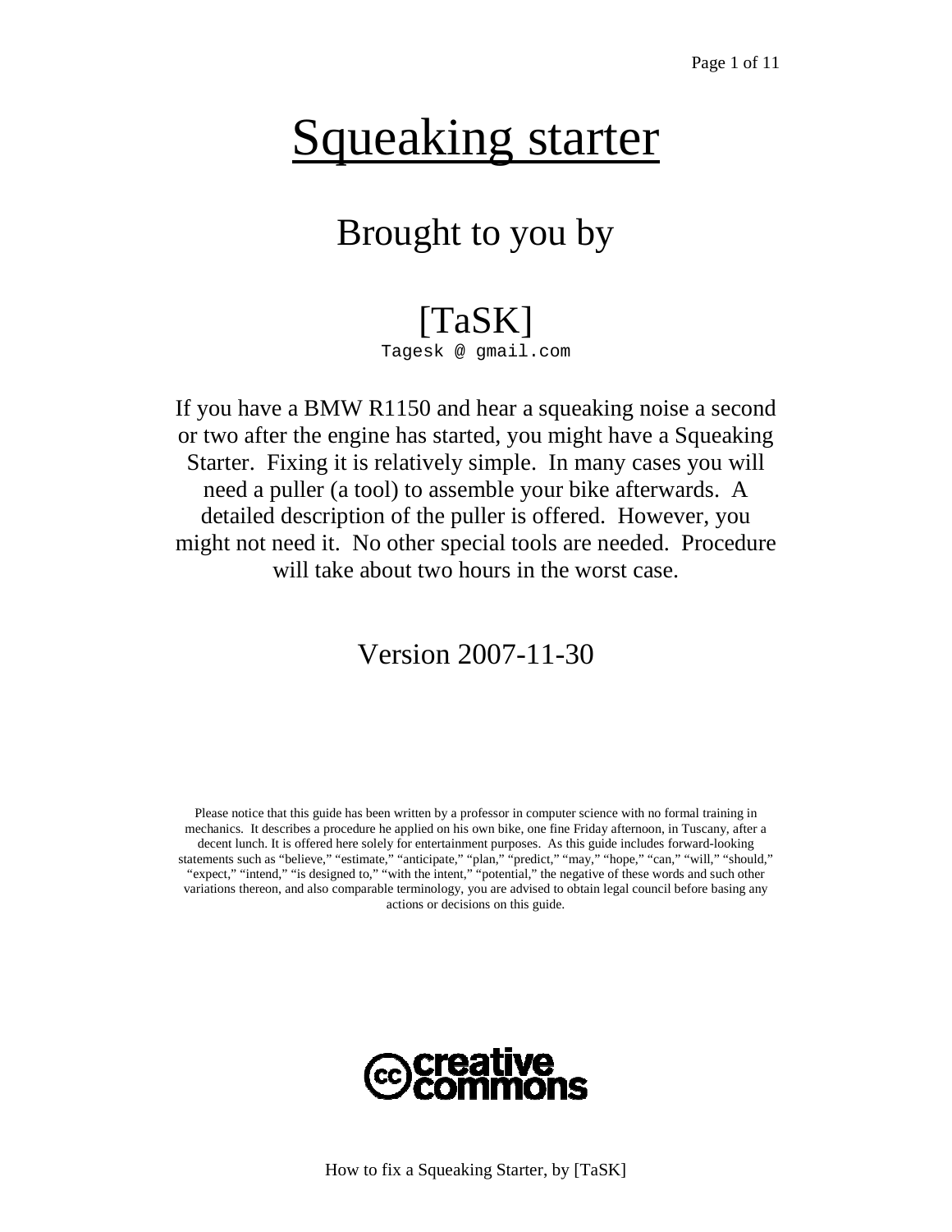# Squeaking starter

## Brought to you by

## [TaSK]

Tagesk @ gmail.com

If you have a BMW R1150 and hear a squeaking noise a second or two after the engine has started, you might have a Squeaking Starter. Fixing it is relatively simple. In many cases you will need a puller (a tool) to assemble your bike afterwards. A detailed description of the puller is offered. However, you might not need it. No other special tools are needed. Procedure will take about two hours in the worst case.

Version 2007-11-30

Please notice that this guide has been written by a professor in computer science with no formal training in mechanics. It describes a procedure he applied on his own bike, one fine Friday afternoon, in Tuscany, after a decent lunch. It is offered here solely for entertainment purposes. As this guide includes forward-looking statements such as "believe," "estimate," "anticipate," "plan," "predict," "may," "hope," "can," "will," "should," "expect," "intend," "is designed to," "with the intent," "potential," the negative of these words and such other variations thereon, and also comparable terminology, you are advised to obtain legal council before basing any actions or decisions on this guide.

creative commons

How to fix a Squeaking Starter, by [TaSK]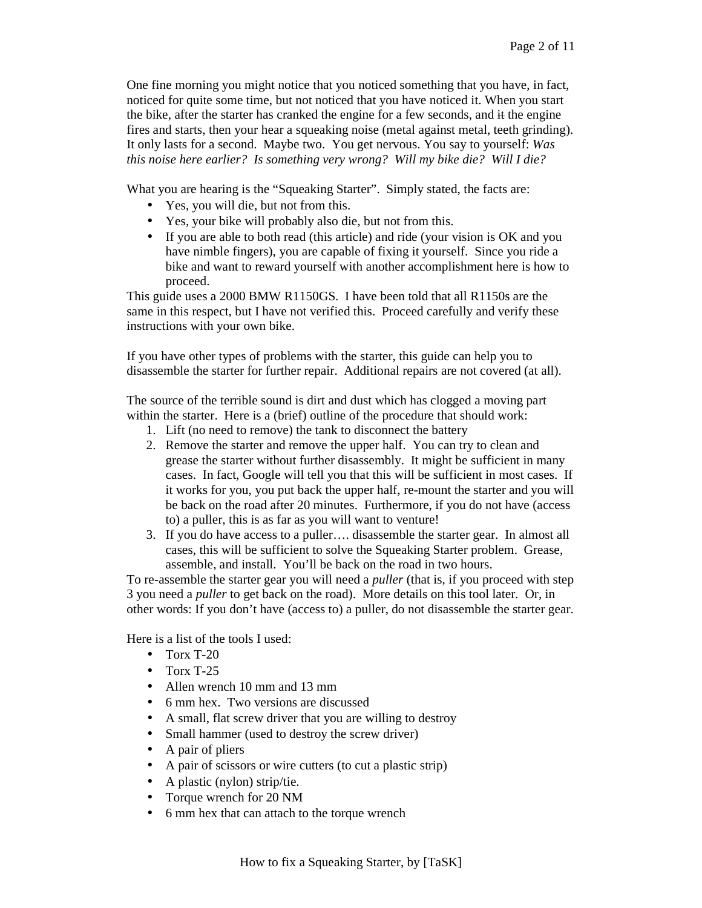One fine morning you might notice that you noticed something that you have, in fact, noticed for quite some time, but not noticed that you have noticed it. When you start the bike, after the starter has cranked the engine for a few seconds, and ~~it~~ the engine fires and starts, then your hear a squeaking noise (metal against metal, teeth grinding). It only lasts for a second. Maybe two. You get nervous. You say to yourself: *Was this noise here earlier? Is something very wrong? Will my bike die? Will I die?*

What you are hearing is the "Squeaking Starter". Simply stated, the facts are:

- Yes, you will die, but not from this.
- Yes, your bike will probably also die, but not from this.
- If you are able to both read (this article) and ride (your vision is OK and you have nimble fingers), you are capable of fixing it yourself. Since you ride a bike and want to reward yourself with another accomplishment here is how to proceed.

This guide uses a 2000 BMW R1150GS. I have been told that all R1150s are the same in this respect, but I have not verified this. Proceed carefully and verify these instructions with your own bike.

If you have other types of problems with the starter, this guide can help you to disassemble the starter for further repair. Additional repairs are not covered (at all).

The source of the terrible sound is dirt and dust which has clogged a moving part within the starter. Here is a (brief) outline of the procedure that should work:

1. Lift (no need to remove) the tank to disconnect the battery
2. Remove the starter and remove the upper half. You can try to clean and grease the starter without further disassembly. It might be sufficient in many cases. In fact, Google will tell you that this will be sufficient in most cases. If it works for you, you put back the upper half, re-mount the starter and you will be back on the road after 20 minutes. Furthermore, if you do not have (access to) a puller, this is as far as you will want to venture!
3. If you do have access to a puller…. disassemble the starter gear. In almost all cases, this will be sufficient to solve the Squeaking Starter problem. Grease, assemble, and install. You'll be back on the road in two hours.

To re-assemble the starter gear you will need a *puller* (that is, if you proceed with step 3 you need a *puller* to get back on the road). More details on this tool later. Or, in other words: If you don't have (access to) a puller, do not disassemble the starter gear.

Here is a list of the tools I used:

- Torx T-20
- Torx T-25
- Allen wrench 10 mm and 13 mm
- 6 mm hex. Two versions are discussed
- A small, flat screw driver that you are willing to destroy
- Small hammer (used to destroy the screw driver)
- A pair of pliers
- A pair of scissors or wire cutters (to cut a plastic strip)
- A plastic (nylon) strip/tie.
- Torque wrench for 20 NM
- 6 mm hex that can attach to the torque wrench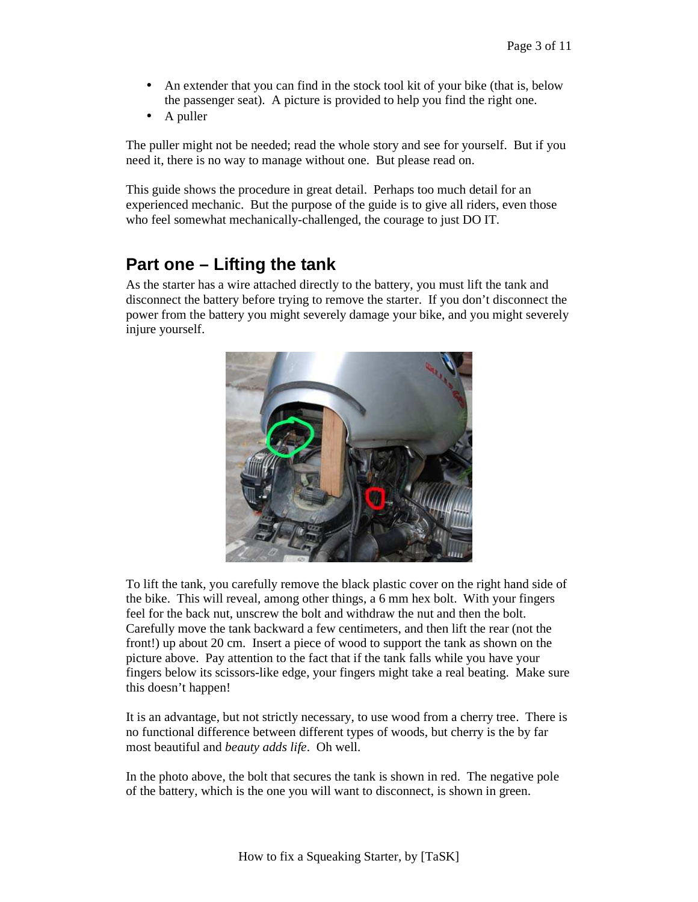- An extender that you can find in the stock tool kit of your bike (that is, below the passenger seat). A picture is provided to help you find the right one.
- A puller

The puller might not be needed; read the whole story and see for yourself. But if you need it, there is no way to manage without one. But please read on.

This guide shows the procedure in great detail. Perhaps too much detail for an experienced mechanic. But the purpose of the guide is to give all riders, even those who feel somewhat mechanically-challenged, the courage to just DO IT.

## Part one – Lifting the tank

As the starter has a wire attached directly to the battery, you must lift the tank and disconnect the battery before trying to remove the starter. If you don't disconnect the power from the battery you might severely damage your bike, and you might severely injure yourself.

To lift the tank, you carefully remove the black plastic cover on the right hand side of the bike. This will reveal, among other things, a 6 mm hex bolt. With your fingers feel for the back nut, unscrew the bolt and withdraw the nut and then the bolt. Carefully move the tank backward a few centimeters, and then lift the rear (not the front!) up about 20 cm. Insert a piece of wood to support the tank as shown on the picture above. Pay attention to the fact that if the tank falls while you have your fingers below its scissors-like edge, your fingers might take a real beating. Make sure this doesn't happen!

It is an advantage, but not strictly necessary, to use wood from a cherry tree. There is no functional difference between different types of woods, but cherry is the by far most beautiful and *beauty adds life*. Oh well.

In the photo above, the bolt that secures the tank is shown in red. The negative pole of the battery, which is the one you will want to disconnect, is shown in green.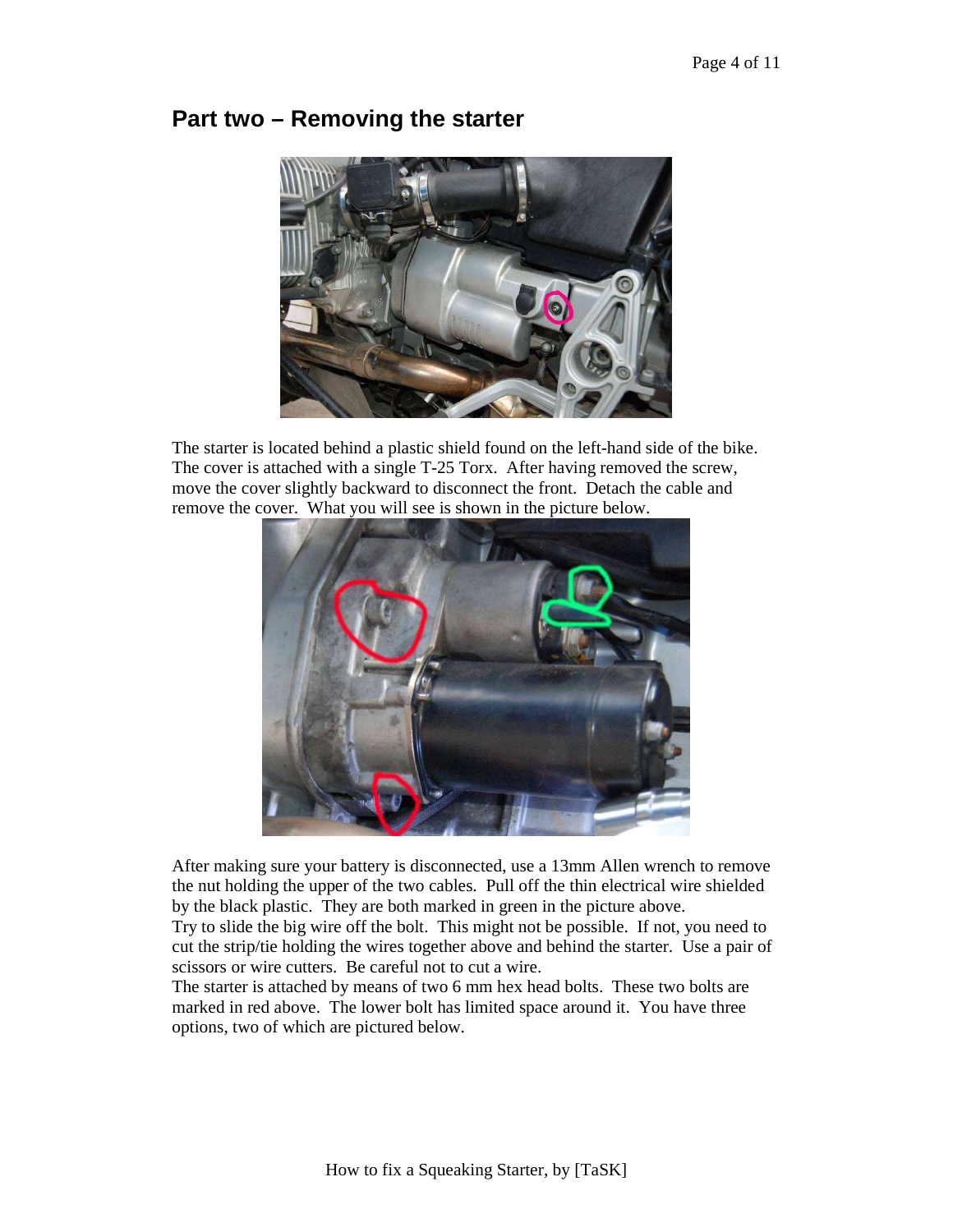## Part two – Removing the starter

The starter is located behind a plastic shield found on the left-hand side of the bike. The cover is attached with a single T-25 Torx. After having removed the screw, move the cover slightly backward to disconnect the front. Detach the cable and remove the cover. What you will see is shown in the picture below.

After making sure your battery is disconnected, use a 13mm Allen wrench to remove the nut holding the upper of the two cables. Pull off the thin electrical wire shielded by the black plastic. They are both marked in green in the picture above.
Try to slide the big wire off the bolt. This might not be possible. If not, you need to cut the strip/tie holding the wires together above and behind the starter. Use a pair of scissors or wire cutters. Be careful not to cut a wire.
The starter is attached by means of two 6 mm hex head bolts. These two bolts are marked in red above. The lower bolt has limited space around it. You have three options, two of which are pictured below.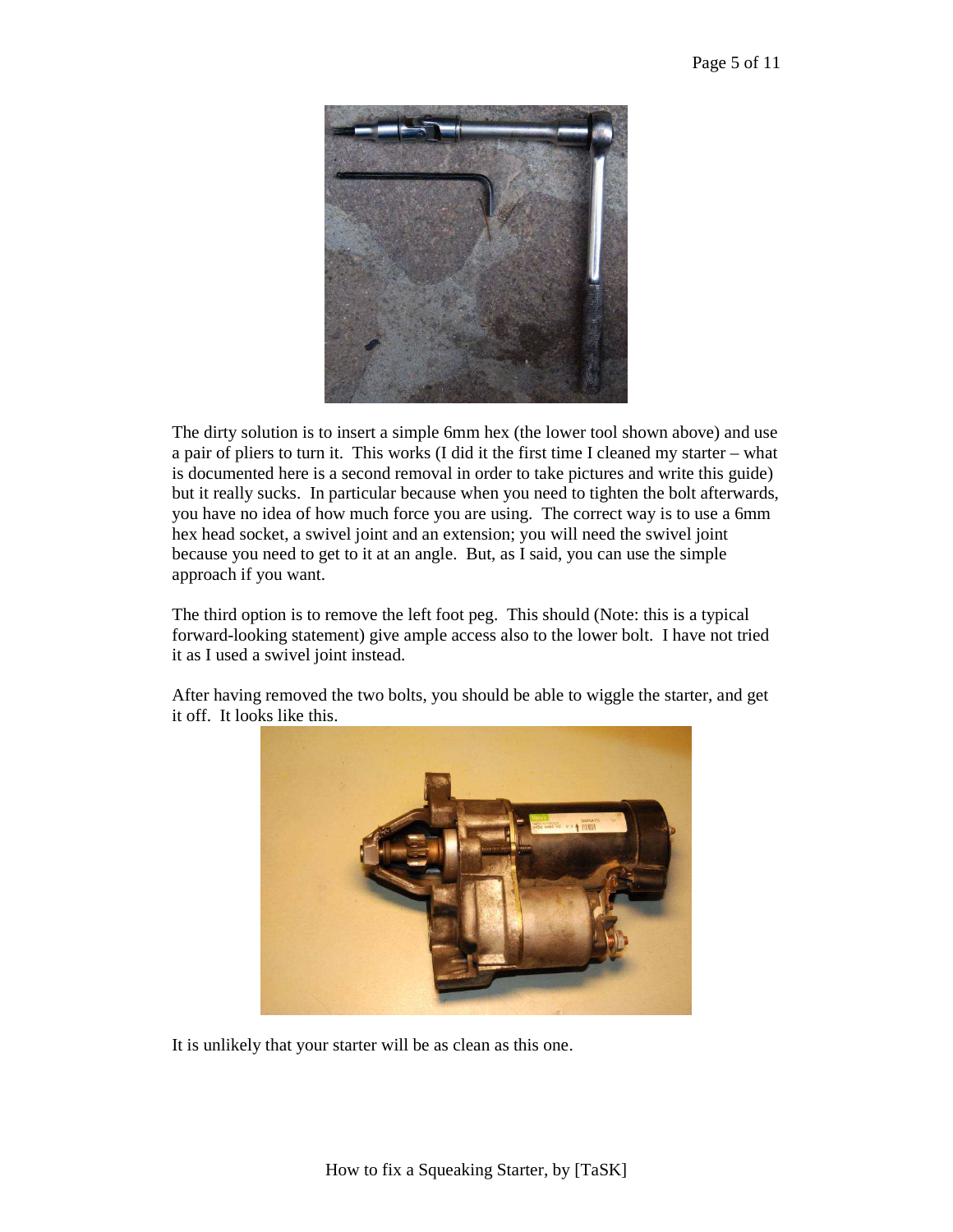The dirty solution is to insert a simple 6mm hex (the lower tool shown above) and use a pair of pliers to turn it. This works (I did it the first time I cleaned my starter – what is documented here is a second removal in order to take pictures and write this guide) but it really sucks. In particular because when you need to tighten the bolt afterwards, you have no idea of how much force you are using. The correct way is to use a 6mm hex head socket, a swivel joint and an extension; you will need the swivel joint because you need to get to it at an angle. But, as I said, you can use the simple approach if you want.

The third option is to remove the left foot peg. This should (Note: this is a typical forward-looking statement) give ample access also to the lower bolt. I have not tried it as I used a swivel joint instead.

After having removed the two bolts, you should be able to wiggle the starter, and get it off. It looks like this.

It is unlikely that your starter will be as clean as this one.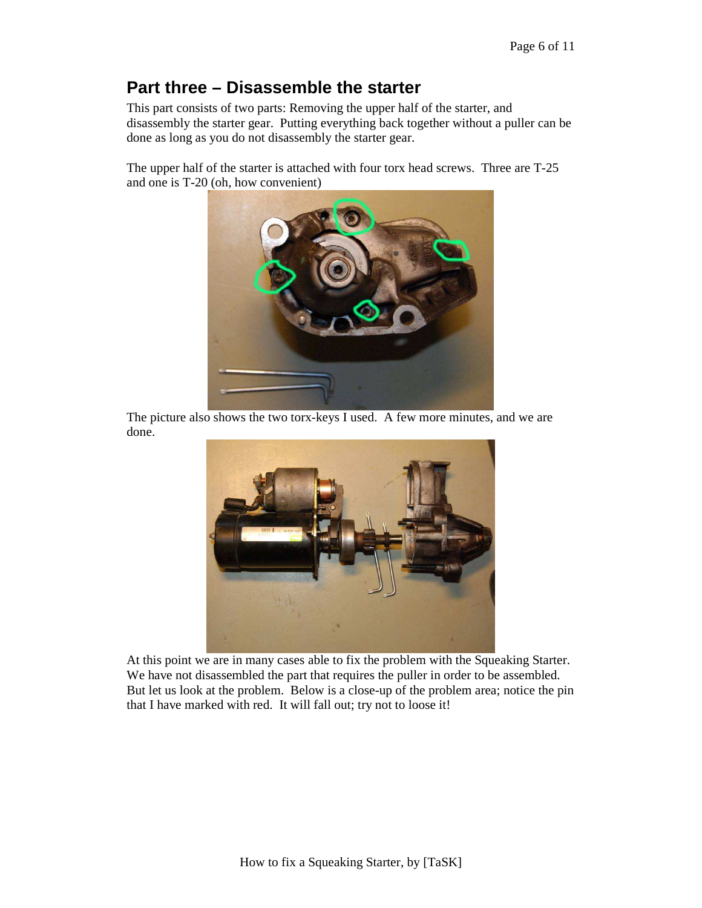## Part three – Disassemble the starter

This part consists of two parts: Removing the upper half of the starter, and disassembly the starter gear. Putting everything back together without a puller can be done as long as you do not disassembly the starter gear.

The upper half of the starter is attached with four torx head screws. Three are T-25 and one is T-20 (oh, how convenient)

The picture also shows the two torx-keys I used. A few more minutes, and we are done.

At this point we are in many cases able to fix the problem with the Squeaking Starter. We have not disassembled the part that requires the puller in order to be assembled. But let us look at the problem. Below is a close-up of the problem area; notice the pin that I have marked with red. It will fall out; try not to loose it!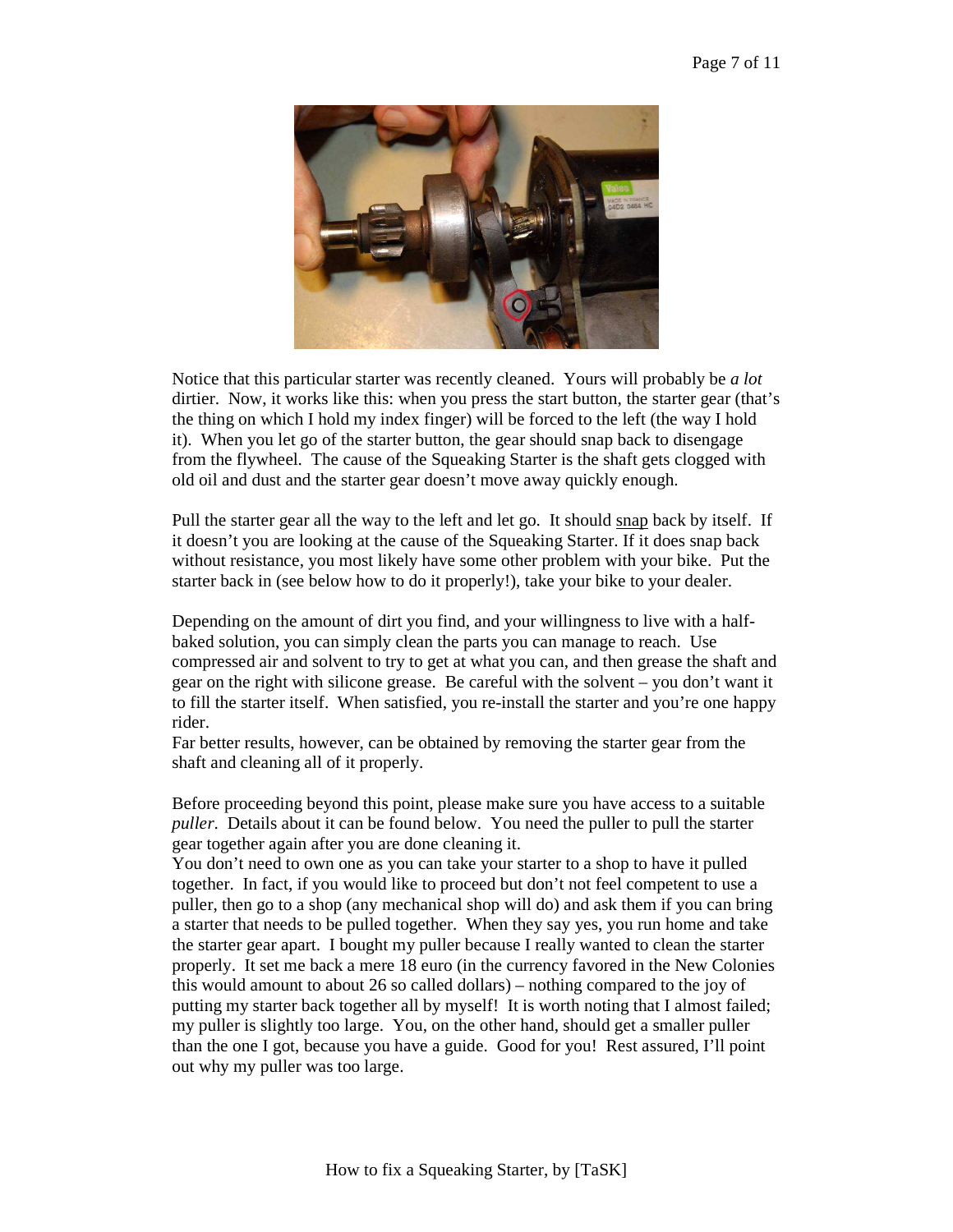Notice that this particular starter was recently cleaned. Yours will probably be *a lot* dirtier. Now, it works like this: when you press the start button, the starter gear (that's the thing on which I hold my index finger) will be forced to the left (the way I hold it). When you let go of the starter button, the gear should snap back to disengage from the flywheel. The cause of the Squeaking Starter is the shaft gets clogged with old oil and dust and the starter gear doesn't move away quickly enough.

Pull the starter gear all the way to the left and let go. It should <u>snap</u> back by itself. If it doesn't you are looking at the cause of the Squeaking Starter. If it does snap back without resistance, you most likely have some other problem with your bike. Put the starter back in (see below how to do it properly!), take your bike to your dealer.

Depending on the amount of dirt you find, and your willingness to live with a half-baked solution, you can simply clean the parts you can manage to reach. Use compressed air and solvent to try to get at what you can, and then grease the shaft and gear on the right with silicone grease. Be careful with the solvent – you don't want it to fill the starter itself. When satisfied, you re-install the starter and you're one happy rider.

Far better results, however, can be obtained by removing the starter gear from the shaft and cleaning all of it properly.

Before proceeding beyond this point, please make sure you have access to a suitable *puller*. Details about it can be found below. You need the puller to pull the starter gear together again after you are done cleaning it.

You don't need to own one as you can take your starter to a shop to have it pulled together. In fact, if you would like to proceed but don't not feel competent to use a puller, then go to a shop (any mechanical shop will do) and ask them if you can bring a starter that needs to be pulled together. When they say yes, you run home and take the starter gear apart. I bought my puller because I really wanted to clean the starter properly. It set me back a mere 18 euro (in the currency favored in the New Colonies this would amount to about 26 so called dollars) – nothing compared to the joy of putting my starter back together all by myself! It is worth noting that I almost failed; my puller is slightly too large. You, on the other hand, should get a smaller puller than the one I got, because you have a guide. Good for you! Rest assured, I'll point out why my puller was too large.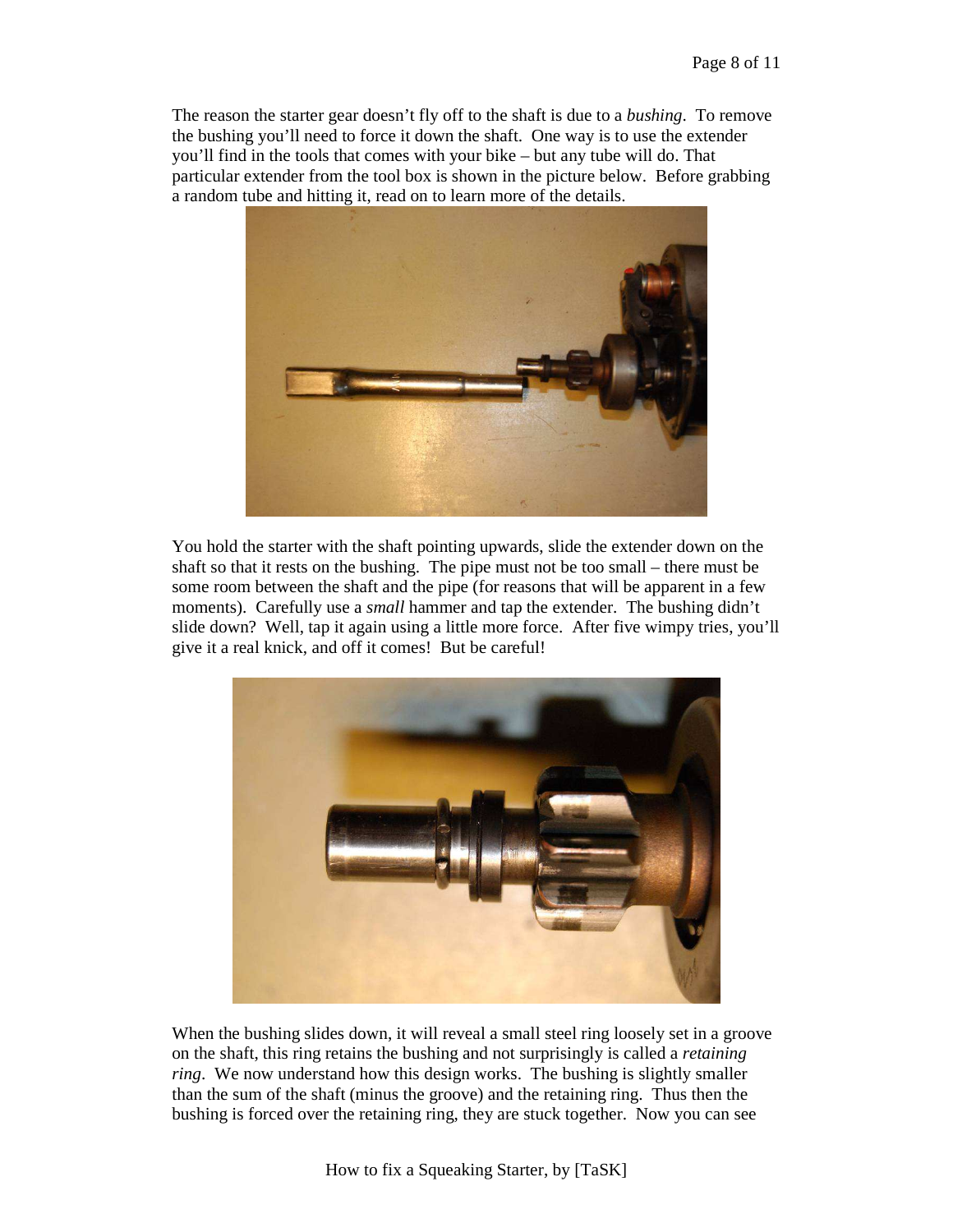The reason the starter gear doesn't fly off to the shaft is due to a *bushing*. To remove the bushing you'll need to force it down the shaft. One way is to use the extender you'll find in the tools that comes with your bike – but any tube will do. That particular extender from the tool box is shown in the picture below. Before grabbing a random tube and hitting it, read on to learn more of the details.

You hold the starter with the shaft pointing upwards, slide the extender down on the shaft so that it rests on the bushing. The pipe must not be too small – there must be some room between the shaft and the pipe (for reasons that will be apparent in a few moments). Carefully use a *small* hammer and tap the extender. The bushing didn't slide down? Well, tap it again using a little more force. After five wimpy tries, you'll give it a real knick, and off it comes! But be careful!

When the bushing slides down, it will reveal a small steel ring loosely set in a groove on the shaft, this ring retains the bushing and not surprisingly is called a *retaining ring*. We now understand how this design works. The bushing is slightly smaller than the sum of the shaft (minus the groove) and the retaining ring. Thus then the bushing is forced over the retaining ring, they are stuck together. Now you can see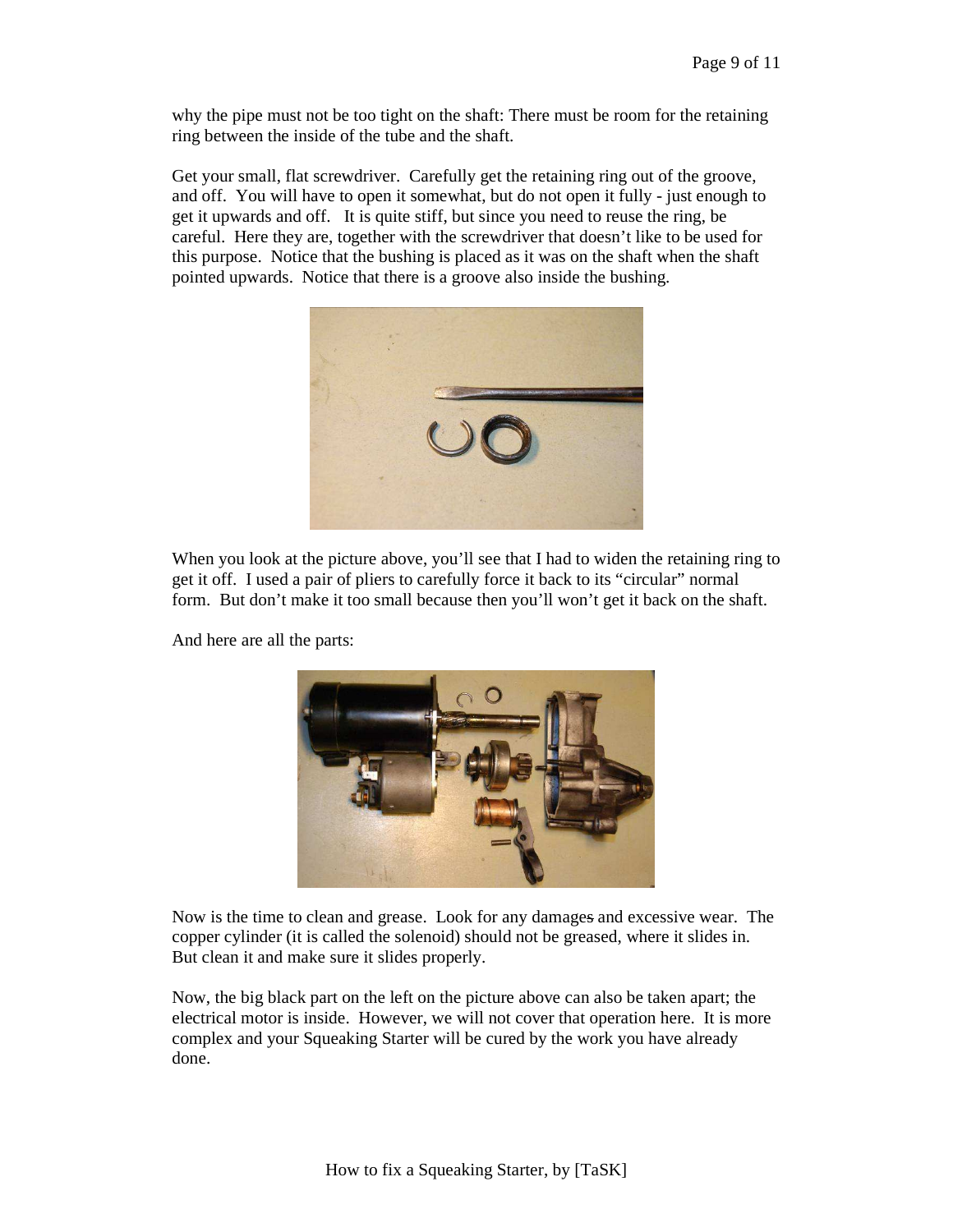why the pipe must not be too tight on the shaft: There must be room for the retaining ring between the inside of the tube and the shaft.

Get your small, flat screwdriver. Carefully get the retaining ring out of the groove, and off. You will have to open it somewhat, but do not open it fully - just enough to get it upwards and off. It is quite stiff, but since you need to reuse the ring, be careful. Here they are, together with the screwdriver that doesn't like to be used for this purpose. Notice that the bushing is placed as it was on the shaft when the shaft pointed upwards. Notice that there is a groove also inside the bushing.

When you look at the picture above, you'll see that I had to widen the retaining ring to get it off. I used a pair of pliers to carefully force it back to its "circular" normal form. But don't make it too small because then you'll won't get it back on the shaft.

And here are all the parts:

Now is the time to clean and grease. Look for any damages ~~s~~ and excessive wear. The copper cylinder (it is called the solenoid) should not be greased, where it slides in. But clean it and make sure it slides properly.

Now, the big black part on the left on the picture above can also be taken apart; the electrical motor is inside. However, we will not cover that operation here. It is more complex and your Squeaking Starter will be cured by the work you have already done.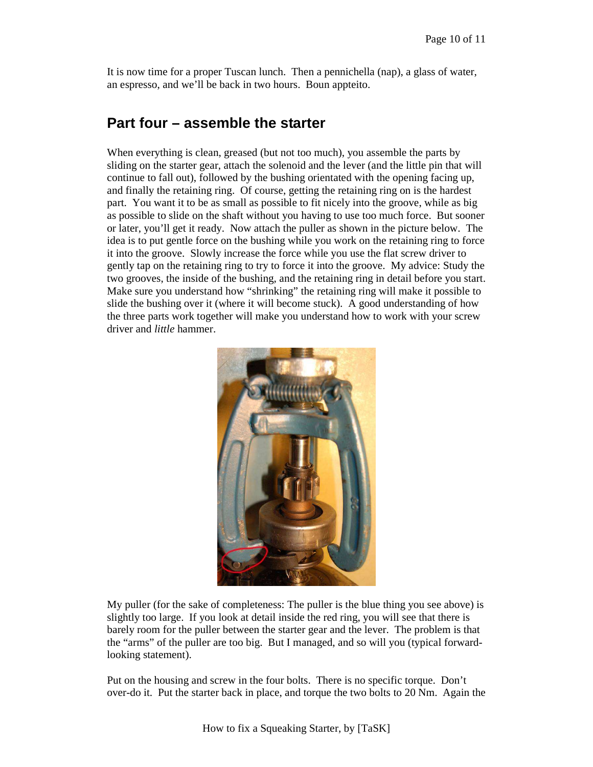It is now time for a proper Tuscan lunch. Then a pennichella (nap), a glass of water, an espresso, and we'll be back in two hours. Boun appteito.

## Part four – assemble the starter

When everything is clean, greased (but not too much), you assemble the parts by sliding on the starter gear, attach the solenoid and the lever (and the little pin that will continue to fall out), followed by the bushing orientated with the opening facing up, and finally the retaining ring. Of course, getting the retaining ring on is the hardest part. You want it to be as small as possible to fit nicely into the groove, while as big as possible to slide on the shaft without you having to use too much force. But sooner or later, you'll get it ready. Now attach the puller as shown in the picture below. The idea is to put gentle force on the bushing while you work on the retaining ring to force it into the groove. Slowly increase the force while you use the flat screw driver to gently tap on the retaining ring to try to force it into the groove. My advice: Study the two grooves, the inside of the bushing, and the retaining ring in detail before you start. Make sure you understand how "shrinking" the retaining ring will make it possible to slide the bushing over it (where it will become stuck). A good understanding of how the three parts work together will make you understand how to work with your screw driver and *little* hammer.

My puller (for the sake of completeness: The puller is the blue thing you see above) is slightly too large. If you look at detail inside the red ring, you will see that there is barely room for the puller between the starter gear and the lever. The problem is that the "arms" of the puller are too big. But I managed, and so will you (typical forward-looking statement).

Put on the housing and screw in the four bolts. There is no specific torque. Don't over-do it. Put the starter back in place, and torque the two bolts to 20 Nm. Again the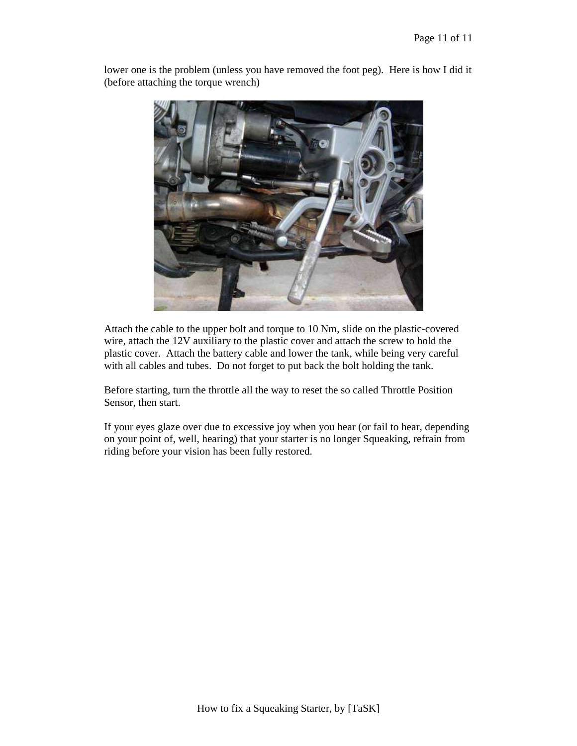lower one is the problem (unless you have removed the foot peg). Here is how I did it (before attaching the torque wrench)

Attach the cable to the upper bolt and torque to 10 Nm, slide on the plastic-covered wire, attach the 12V auxiliary to the plastic cover and attach the screw to hold the plastic cover. Attach the battery cable and lower the tank, while being very careful with all cables and tubes. Do not forget to put back the bolt holding the tank.

Before starting, turn the throttle all the way to reset the so called Throttle Position Sensor, then start.

If your eyes glaze over due to excessive joy when you hear (or fail to hear, depending on your point of, well, hearing) that your starter is no longer Squeaking, refrain from riding before your vision has been fully restored.